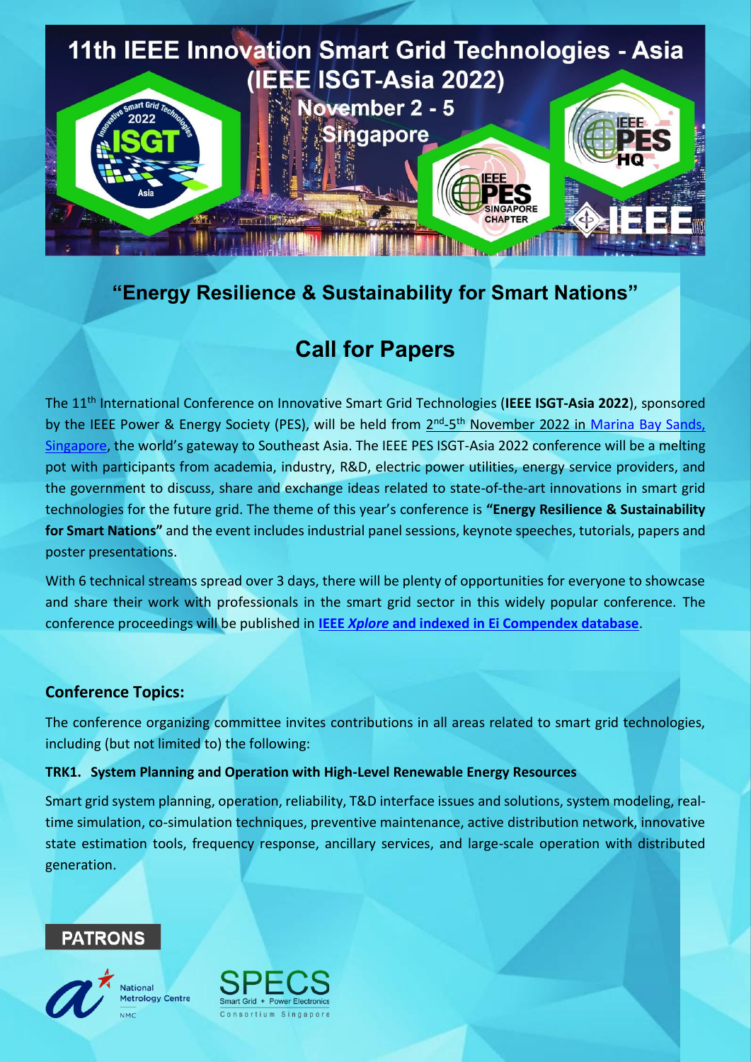# 11th IEEE Innovation Smart Grid Technologies - Asia (IEEE ISGT-Asia 2022)

## November 2 - 5

## Singapore

### "Energy Resilience & Sustainability for Smart Nations"

## Call for Papers

The 11th International Conference on Innovative Smart Grid Technologies (**IEEE ISGT-Asia 2022**), sponsored by the IEEE Power & Energy Society (PES), will be held from 2nd-5th November 2022 in Marina Bay Sands, Singapore, the world's gateway to Southeast Asia. The IEEE PES ISGT-Asia 2022 conference will be a melting pot with participants from academia, industry, R&D, electric power utilities, energy service providers, and the government to discuss, share and exchange ideas related to state-of-the-art innovations in smart grid technologies for the future grid. The theme of this year's conference is **"Energy Resilience & Sustainability for Smart Nations"** and the event includes industrial panel sessions, keynote speeches, tutorials, papers and poster presentations.

With 6 technical streams spread over 3 days, there will be plenty of opportunities for everyone to showcase and share their work with professionals in the smart grid sector in this widely popular conference. The conference proceedings will be published in **IEEE *Xplore* and indexed in Ei Compendex database**.

### Conference Topics:

The conference organizing committee invites contributions in all areas related to smart grid technologies, including (but not limited to) the following:

**TRK1. System Planning and Operation with High-Level Renewable Energy Resources**

Smart grid system planning, operation, reliability, T&D interface issues and solutions, system modeling, real-time simulation, co-simulation techniques, preventive maintenance, active distribution network, innovative state estimation tools, frequency response, ancillary services, and large-scale operation with distributed generation.

**PATRONS**

National Metrology Centre NMC

SPECS Smart Grid + Power Electronics Consortium Singapore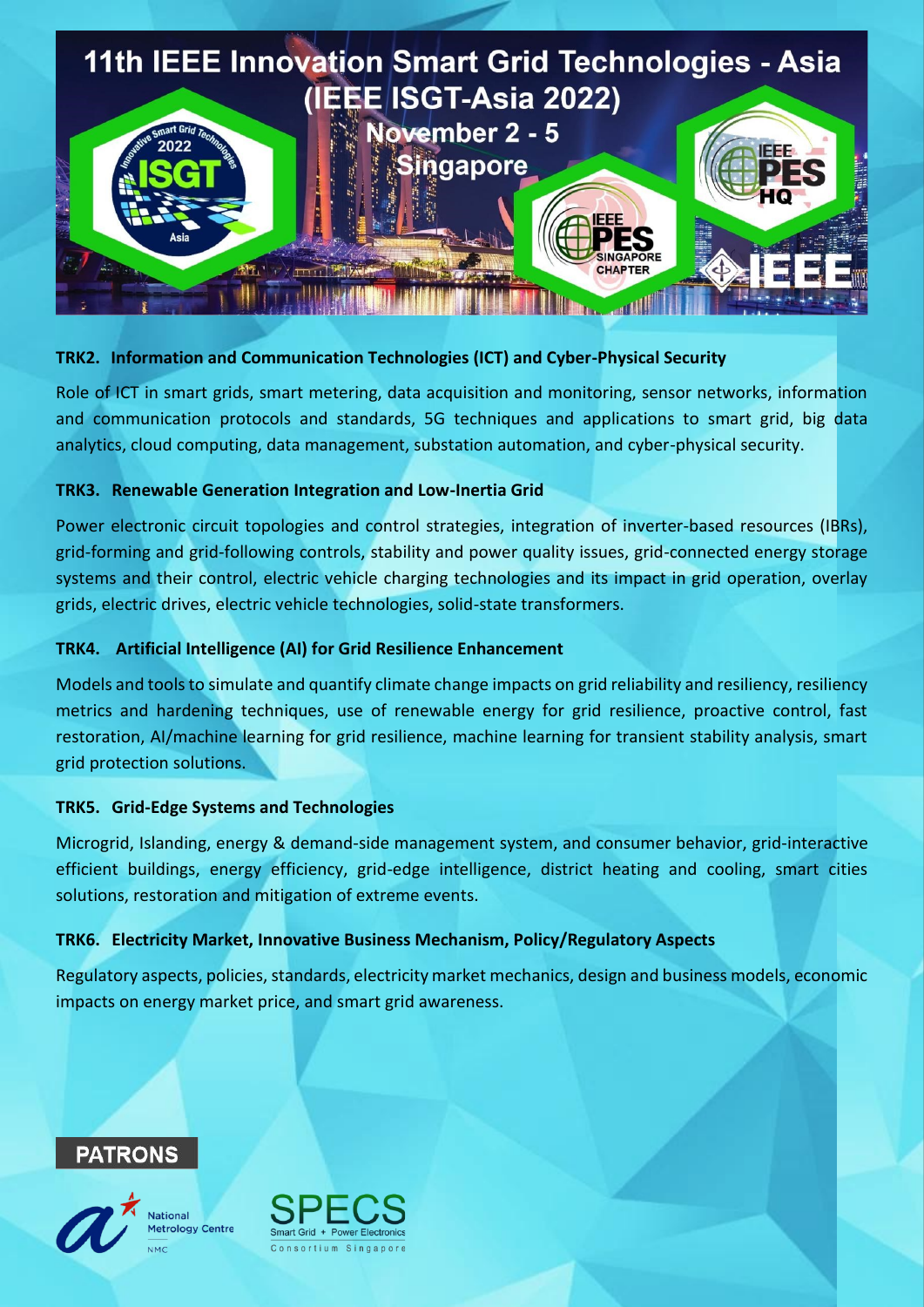# 11th IEEE Innovation Smart Grid Technologies - Asia (IEEE ISGT-Asia 2022)

November 2 - 5
Singapore

### TRK2. Information and Communication Technologies (ICT) and Cyber-Physical Security

Role of ICT in smart grids, smart metering, data acquisition and monitoring, sensor networks, information and communication protocols and standards, 5G techniques and applications to smart grid, big data analytics, cloud computing, data management, substation automation, and cyber-physical security.

### TRK3. Renewable Generation Integration and Low-Inertia Grid

Power electronic circuit topologies and control strategies, integration of inverter-based resources (IBRs), grid-forming and grid-following controls, stability and power quality issues, grid-connected energy storage systems and their control, electric vehicle charging technologies and its impact in grid operation, overlay grids, electric drives, electric vehicle technologies, solid-state transformers.

### TRK4. Artificial Intelligence (AI) for Grid Resilience Enhancement

Models and tools to simulate and quantify climate change impacts on grid reliability and resiliency, resiliency metrics and hardening techniques, use of renewable energy for grid resilience, proactive control, fast restoration, AI/machine learning for grid resilience, machine learning for transient stability analysis, smart grid protection solutions.

### TRK5. Grid-Edge Systems and Technologies

Microgrid, Islanding, energy & demand-side management system, and consumer behavior, grid-interactive efficient buildings, energy efficiency, grid-edge intelligence, district heating and cooling, smart cities solutions, restoration and mitigation of extreme events.

### TRK6. Electricity Market, Innovative Business Mechanism, Policy/Regulatory Aspects

Regulatory aspects, policies, standards, electricity market mechanics, design and business models, economic impacts on energy market price, and smart grid awareness.

## PATRONS

National Metrology Centre (NMC)

SPECS – Smart Grid + Power Electronics Consortium Singapore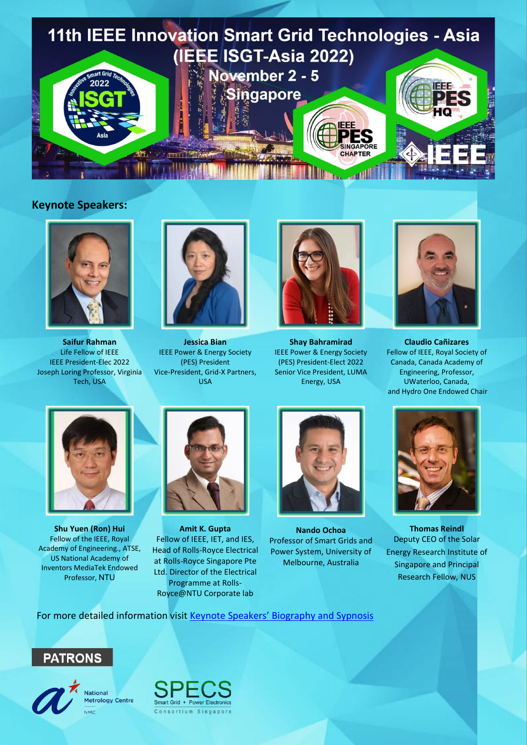# 11th IEEE Innovation Smart Grid Technologies - Asia (IEEE ISGT-Asia 2022)

November 2 - 5

Singapore

## Keynote Speakers:

**Saifur Rahman**
Life Fellow of IEEE
IEEE President-Elec 2022
Joseph Loring Professor, Virginia Tech, USA

**Jessica Bian**
IEEE Power & Energy Society (PES) President
Vice-President, Grid-X Partners, USA

**Shay Bahramirad**
IEEE Power & Energy Society (PES) President-Elect 2022
Senior Vice President, LUMA Energy, USA

**Claudio Cañizares**
Fellow of IEEE, Royal Society of Canada, Canada Academy of Engineering, Professor, UWaterloo, Canada, and Hydro One Endowed Chair

**Shu Yuen (Ron) Hui**
Fellow of the IEEE, Royal Academy of Engineering., ATSE, US National Academy of Inventors MediaTek Endowed Professor, NTU

**Amit K. Gupta**
Fellow of IEEE, IET, and IES, Head of Rolls-Royce Electrical at Rolls-Royce Singapore Pte Ltd. Director of the Electrical Programme at Rolls-Royce@NTU Corporate lab

**Nando Ochoa**
Professor of Smart Grids and Power System, University of Melbourne, Australia

**Thomas Reindl**
Deputy CEO of the Solar Energy Research Institute of Singapore and Principal Research Fellow, NUS

For more detailed information visit [Keynote Speakers' Biography and Sypnosis]

## PATRONS

National Metrology Centre

SPECS Smart Grid + Power Electronics Consortium Singapore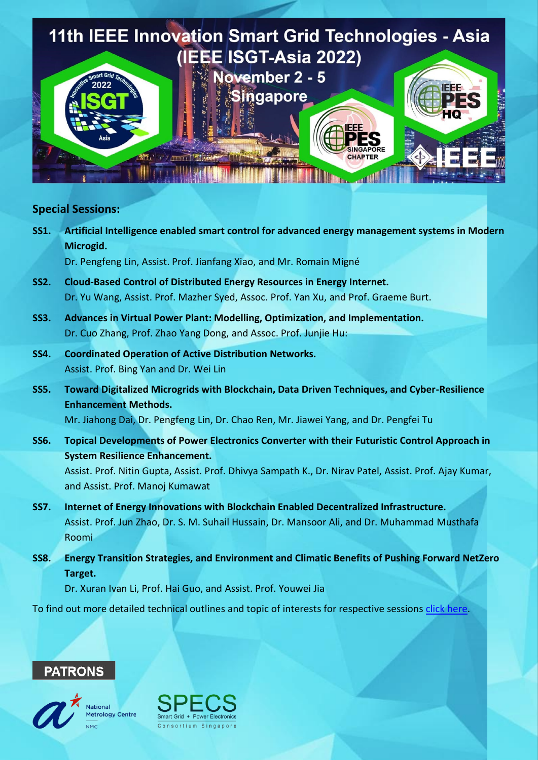# 11th IEEE Innovation Smart Grid Technologies - Asia (IEEE ISGT-Asia 2022)

November 2 - 5
Singapore

## Special Sessions:

**SS1. Artificial Intelligence enabled smart control for advanced energy management systems in Modern Microgid.**
Dr. Pengfeng Lin, Assist. Prof. Jianfang Xiao, and Mr. Romain Migné

**SS2. Cloud-Based Control of Distributed Energy Resources in Energy Internet.**
Dr. Yu Wang, Assist. Prof. Mazher Syed, Assoc. Prof. Yan Xu, and Prof. Graeme Burt.

**SS3. Advances in Virtual Power Plant: Modelling, Optimization, and Implementation.**
Dr. Cuo Zhang, Prof. Zhao Yang Dong, and Assoc. Prof. Junjie Hu:

**SS4. Coordinated Operation of Active Distribution Networks.**
Assist. Prof. Bing Yan and Dr. Wei Lin

**SS5. Toward Digitalized Microgrids with Blockchain, Data Driven Techniques, and Cyber-Resilience Enhancement Methods.**
Mr. Jiahong Dai, Dr. Pengfeng Lin, Dr. Chao Ren, Mr. Jiawei Yang, and Dr. Pengfei Tu

**SS6. Topical Developments of Power Electronics Converter with their Futuristic Control Approach in System Resilience Enhancement.**
Assist. Prof. Nitin Gupta, Assist. Prof. Dhivya Sampath K., Dr. Nirav Patel, Assist. Prof. Ajay Kumar, and Assist. Prof. Manoj Kumawat

**SS7. Internet of Energy Innovations with Blockchain Enabled Decentralized Infrastructure.**
Assist. Prof. Jun Zhao, Dr. S. M. Suhail Hussain, Dr. Mansoor Ali, and Dr. Muhammad Musthafa Roomi

**SS8. Energy Transition Strategies, and Environment and Climatic Benefits of Pushing Forward NetZero Target.**
Dr. Xuran Ivan Li, Prof. Hai Guo, and Assist. Prof. Youwei Jia

To find out more detailed technical outlines and topic of interests for respective sessions click here.

## PATRONS

National Metrology Centre NMC

SPECS Smart Grid + Power Electronics Consortium Singapore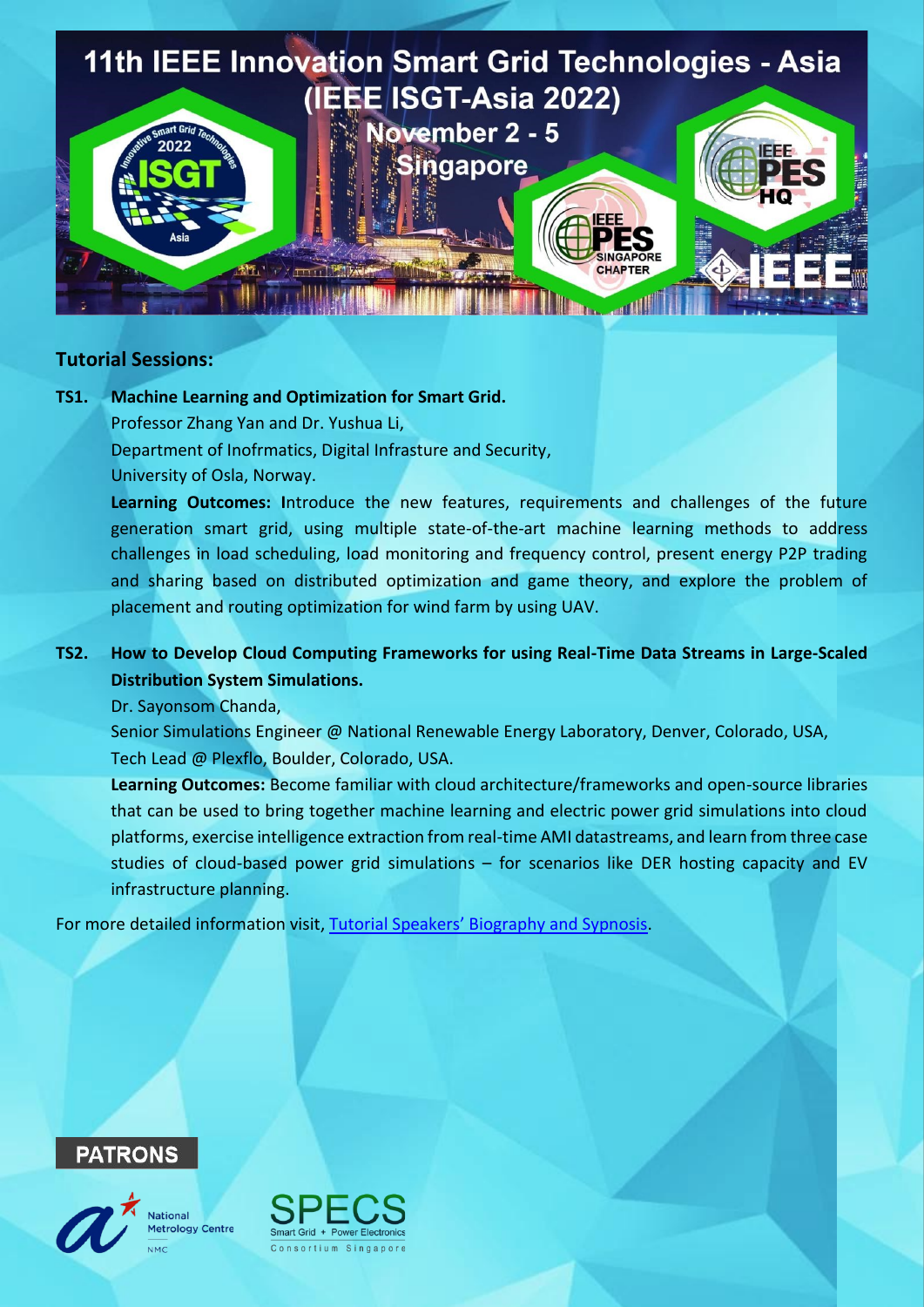# 11th IEEE Innovation Smart Grid Technologies - Asia (IEEE ISGT-Asia 2022)

November 2 - 5

Singapore

## Tutorial Sessions:

**TS1. Machine Learning and Optimization for Smart Grid.**

Professor Zhang Yan and Dr. Yushua Li,
Department of Inofrmatics, Digital Infrasture and Security,
University of Osla, Norway.

**Learning Outcomes: I**ntroduce the new features, requirements and challenges of the future generation smart grid, using multiple state-of-the-art machine learning methods to address challenges in load scheduling, load monitoring and frequency control, present energy P2P trading and sharing based on distributed optimization and game theory, and explore the problem of placement and routing optimization for wind farm by using UAV.

**TS2. How to Develop Cloud Computing Frameworks for using Real-Time Data Streams in Large-Scaled Distribution System Simulations.**

Dr. Sayonsom Chanda,
Senior Simulations Engineer @ National Renewable Energy Laboratory, Denver, Colorado, USA,
Tech Lead @ Plexflo, Boulder, Colorado, USA.

**Learning Outcomes:** Become familiar with cloud architecture/frameworks and open-source libraries that can be used to bring together machine learning and electric power grid simulations into cloud platforms, exercise intelligence extraction from real-time AMI datastreams, and learn from three case studies of cloud-based power grid simulations – for scenarios like DER hosting capacity and EV infrastructure planning.

For more detailed information visit, Tutorial Speakers' Biography and Sypnosis.

**PATRONS**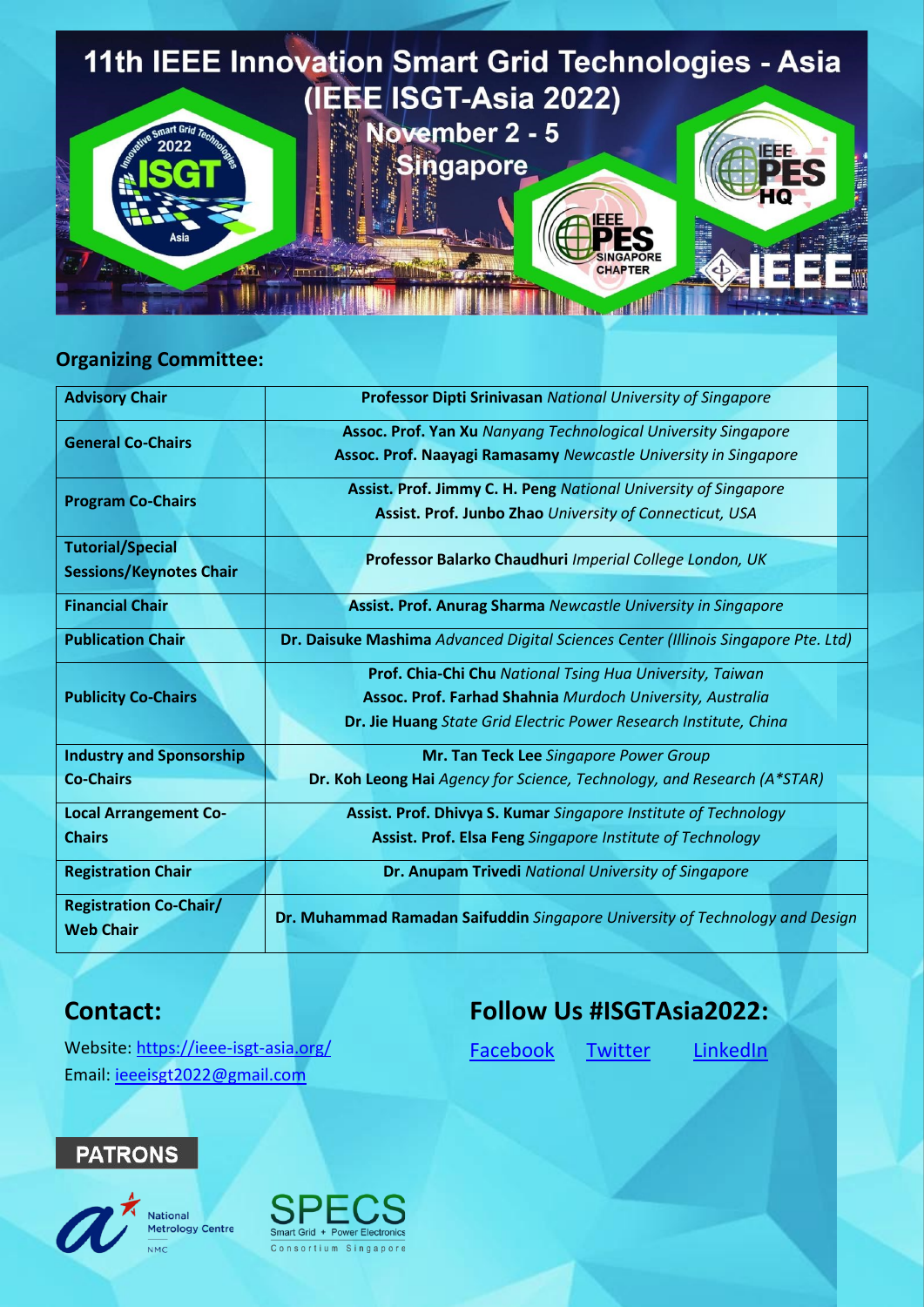# 11th IEEE Innovation Smart Grid Technologies - Asia (IEEE ISGT-Asia 2022)

November 2 - 5

Singapore

## Organizing Committee:

| | |
|---|---|
| **Advisory Chair** | **Professor Dipti Srinivasan** *National University of Singapore* |
| **General Co-Chairs** | **Assoc. Prof. Yan Xu** *Nanyang Technological University Singapore*<br>**Assoc. Prof. Naayagi Ramasamy** *Newcastle University in Singapore* |
| **Program Co-Chairs** | **Assist. Prof. Jimmy C. H. Peng** *National University of Singapore*<br>**Assist. Prof. Junbo Zhao** *University of Connecticut, USA* |
| **Tutorial/Special Sessions/Keynotes Chair** | **Professor Balarko Chaudhuri** *Imperial College London, UK* |
| **Financial Chair** | **Assist. Prof. Anurag Sharma** *Newcastle University in Singapore* |
| **Publication Chair** | **Dr. Daisuke Mashima** *Advanced Digital Sciences Center (Illinois Singapore Pte. Ltd)* |
| **Publicity Co-Chairs** | **Prof. Chia-Chi Chu** *National Tsing Hua University, Taiwan*<br>**Assoc. Prof. Farhad Shahnia** *Murdoch University, Australia*<br>**Dr. Jie Huang** *State Grid Electric Power Research Institute, China* |
| **Industry and Sponsorship Co-Chairs** | **Mr. Tan Teck Lee** *Singapore Power Group*<br>**Dr. Koh Leong Hai** *Agency for Science, Technology, and Research (A\*STAR)* |
| **Local Arrangement Co-Chairs** | **Assist. Prof. Dhivya S. Kumar** *Singapore Institute of Technology*<br>**Assist. Prof. Elsa Feng** *Singapore Institute of Technology* |
| **Registration Chair** | **Dr. Anupam Trivedi** *National University of Singapore* |
| **Registration Co-Chair/ Web Chair** | **Dr. Muhammad Ramadan Saifuddin** *Singapore University of Technology and Design* |

## Contact:

Website: https://ieee-isgt-asia.org/

Email: ieeeisgt2022@gmail.com

## Follow Us #ISGTAsia2022:

Facebook Twitter LinkedIn

**PATRONS**

National Metrology Centre NMC

SPECS Smart Grid + Power Electronics Consortium Singapore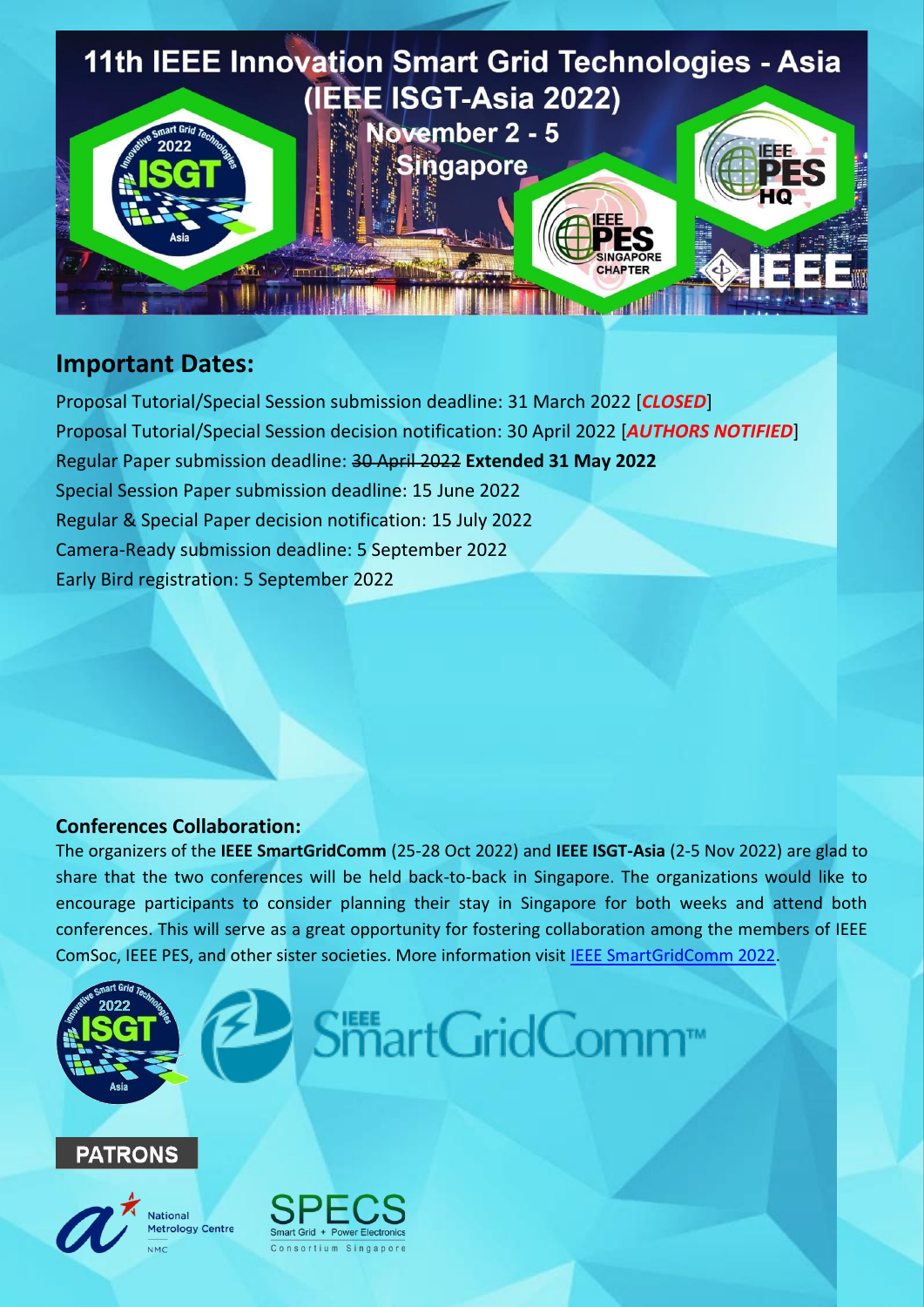# 11th IEEE Innovation Smart Grid Technologies - Asia (IEEE ISGT-Asia 2022)

November 2 - 5

Singapore

## Important Dates:

Proposal Tutorial/Special Session submission deadline: 31 March 2022 [***CLOSED***]

Proposal Tutorial/Special Session decision notification: 30 April 2022 [***AUTHORS NOTIFIED***]

Regular Paper submission deadline: ~~30 April 2022~~ **Extended 31 May 2022**

Special Session Paper submission deadline: 15 June 2022

Regular & Special Paper decision notification: 15 July 2022

Camera-Ready submission deadline: 5 September 2022

Early Bird registration: 5 September 2022

### Conferences Collaboration:

The organizers of the **IEEE SmartGridComm** (25-28 Oct 2022) and **IEEE ISGT-Asia** (2-5 Nov 2022) are glad to share that the two conferences will be held back-to-back in Singapore. The organizations would like to encourage participants to consider planning their stay in Singapore for both weeks and attend both conferences. This will serve as a great opportunity for fostering collaboration among the members of IEEE ComSoc, IEEE PES, and other sister societies. More information visit [IEEE SmartGridComm 2022](#).

**PATRONS**

National Metrology Centre

SPECS Smart Grid + Power Electronics Consortium Singapore